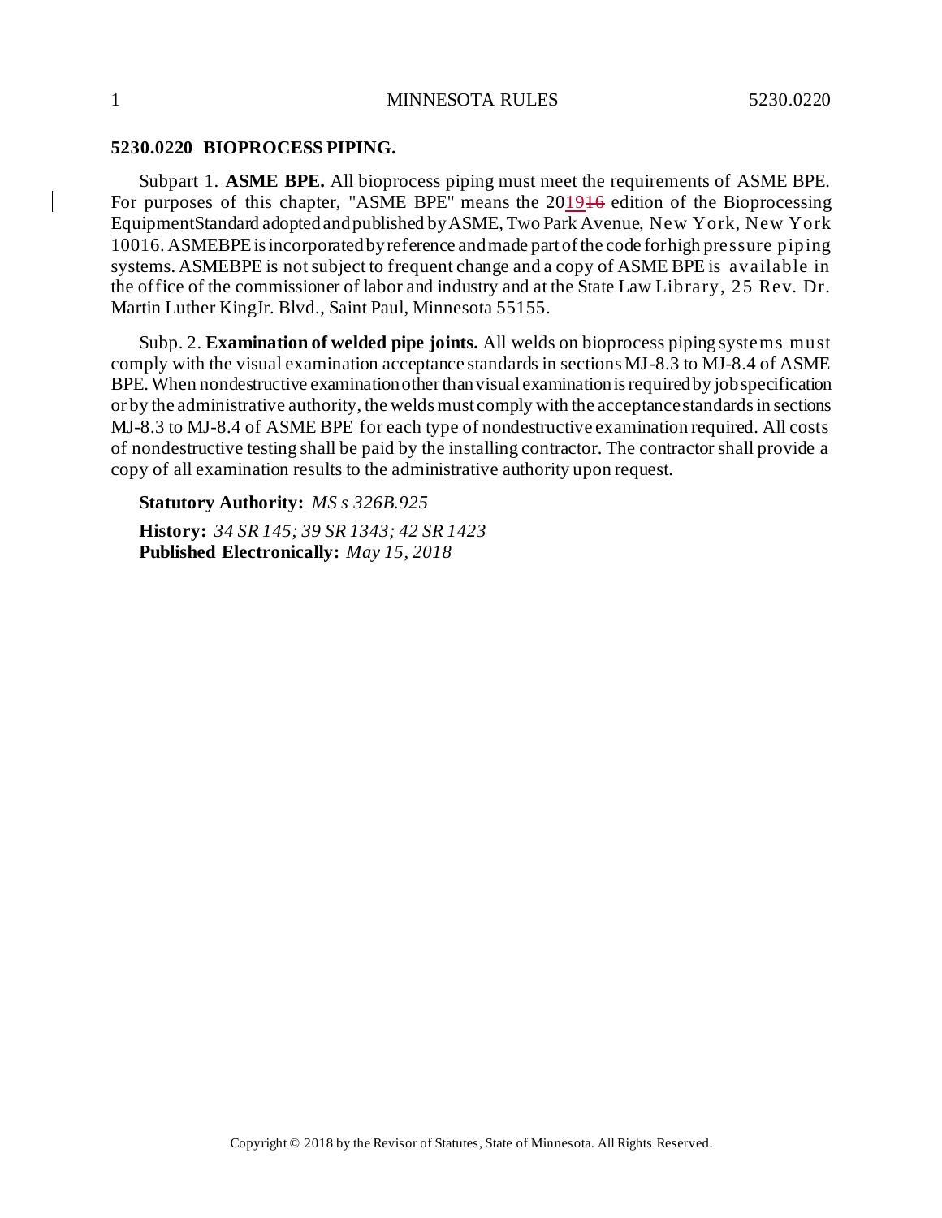## 5230.0220 BIOPROCESS PIPING.

Subpart 1. **ASME BPE.** All bioprocess piping must meet the requirements of ASME BPE. For purposes of this chapter, "ASME BPE" means the 2019~~16~~ edition of the Bioprocessing EquipmentStandard adopted and published by ASME, Two Park Avenue, New York, New York 10016. ASMEBPE is incorporated by reference and made part of the code for high pressure piping systems. ASMEBPE is not subject to frequent change and a copy of ASME BPE is available in the office of the commissioner of labor and industry and at the State Law Library, 25 Rev. Dr. Martin Luther KingJr. Blvd., Saint Paul, Minnesota 55155.

Subp. 2. **Examination of welded pipe joints.** All welds on bioprocess piping systems must comply with the visual examination acceptance standards in sections MJ-8.3 to MJ-8.4 of ASME BPE. When nondestructive examination other than visual examination is required by job specification or by the administrative authority, the welds must comply with the acceptance standards in sections MJ-8.3 to MJ-8.4 of ASME BPE for each type of nondestructive examination required. All costs of nondestructive testing shall be paid by the installing contractor. The contractor shall provide a copy of all examination results to the administrative authority upon request.

**Statutory Authority:** *MS s 326B.925*

**History:** *34 SR 145; 39 SR 1343; 42 SR 1423*
**Published Electronically:** *May 15, 2018*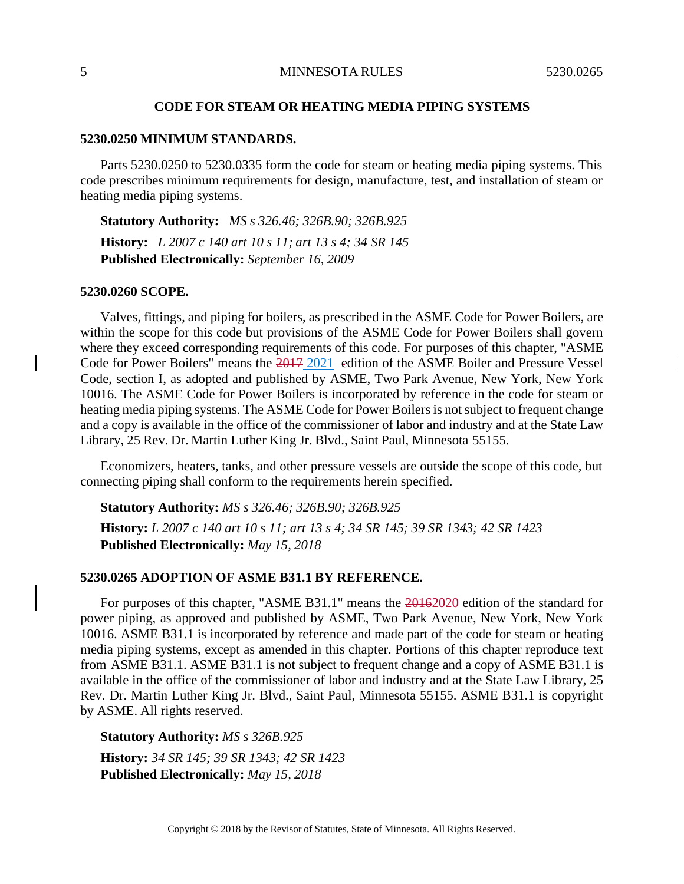## CODE FOR STEAM OR HEATING MEDIA PIPING SYSTEMS

### 5230.0250 MINIMUM STANDARDS.

Parts 5230.0250 to 5230.0335 form the code for steam or heating media piping systems. This code prescribes minimum requirements for design, manufacture, test, and installation of steam or heating media piping systems.

**Statutory Authority:** *MS s 326.46; 326B.90; 326B.925*

**History:** *L 2007 c 140 art 10 s 11; art 13 s 4; 34 SR 145*
**Published Electronically:** *September 16, 2009*

### 5230.0260 SCOPE.

Valves, fittings, and piping for boilers, as prescribed in the ASME Code for Power Boilers, are within the scope for this code but provisions of the ASME Code for Power Boilers shall govern where they exceed corresponding requirements of this code. For purposes of this chapter, "ASME Code for Power Boilers" means the ~~2017~~ 2021 edition of the ASME Boiler and Pressure Vessel Code, section I, as adopted and published by ASME, Two Park Avenue, New York, New York 10016. The ASME Code for Power Boilers is incorporated by reference in the code for steam or heating media piping systems. The ASME Code for Power Boilers is not subject to frequent change and a copy is available in the office of the commissioner of labor and industry and at the State Law Library, 25 Rev. Dr. Martin Luther King Jr. Blvd., Saint Paul, Minnesota 55155.

Economizers, heaters, tanks, and other pressure vessels are outside the scope of this code, but connecting piping shall conform to the requirements herein specified.

**Statutory Authority:** *MS s 326.46; 326B.90; 326B.925*

**History:** *L 2007 c 140 art 10 s 11; art 13 s 4; 34 SR 145; 39 SR 1343; 42 SR 1423*
**Published Electronically:** *May 15, 2018*

### 5230.0265 ADOPTION OF ASME B31.1 BY REFERENCE.

For purposes of this chapter, "ASME B31.1" means the ~~2016~~2020 edition of the standard for power piping, as approved and published by ASME, Two Park Avenue, New York, New York 10016. ASME B31.1 is incorporated by reference and made part of the code for steam or heating media piping systems, except as amended in this chapter. Portions of this chapter reproduce text from ASME B31.1. ASME B31.1 is not subject to frequent change and a copy of ASME B31.1 is available in the office of the commissioner of labor and industry and at the State Law Library, 25 Rev. Dr. Martin Luther King Jr. Blvd., Saint Paul, Minnesota 55155. ASME B31.1 is copyright by ASME. All rights reserved.

**Statutory Authority:** *MS s 326B.925*

**History:** *34 SR 145; 39 SR 1343; 42 SR 1423*
**Published Electronically:** *May 15, 2018*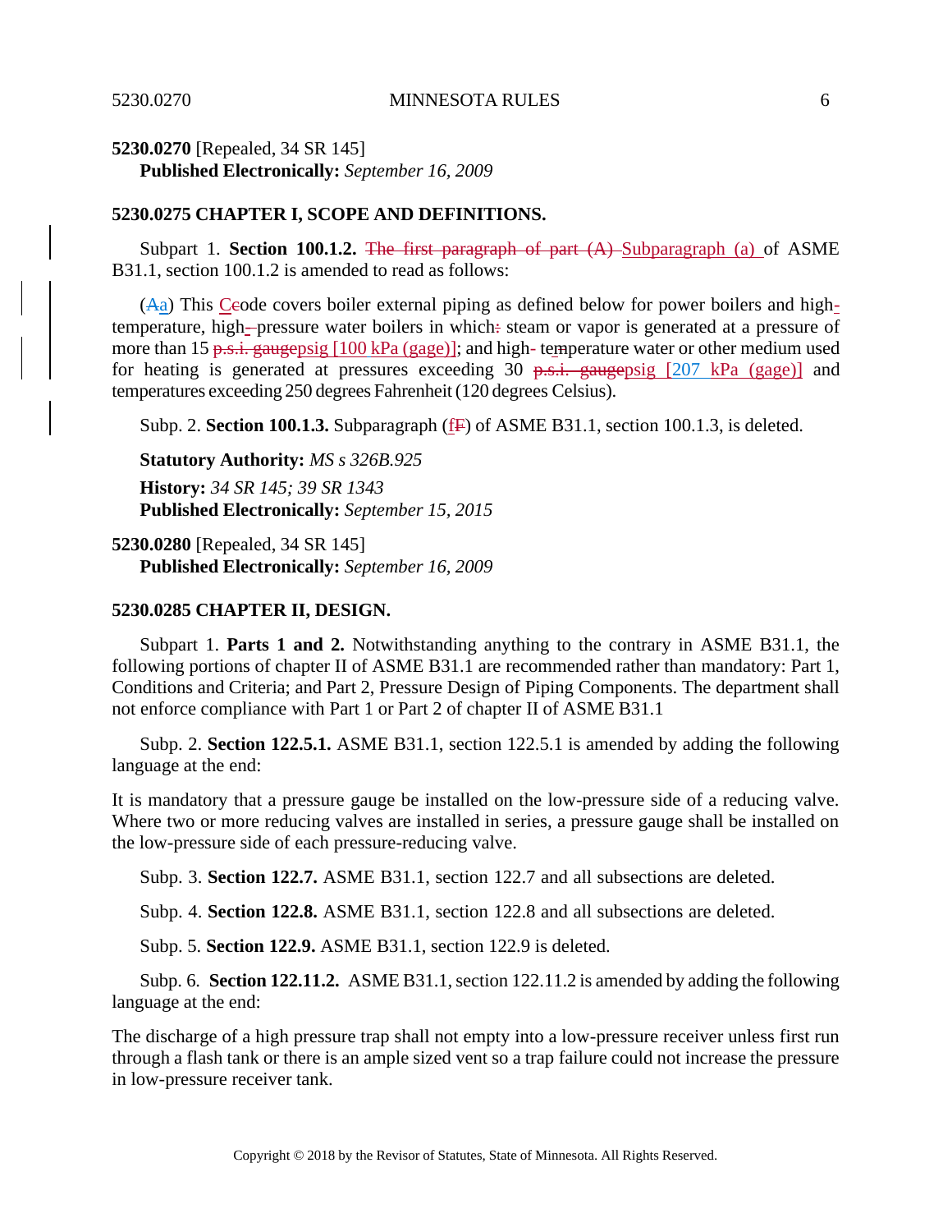**5230.0270** [Repealed, 34 SR 145]
**Published Electronically:** *September 16, 2009*

**5230.0275 CHAPTER I, SCOPE AND DEFINITIONS.**

Subpart 1. **Section 100.1.2.** ~~The first paragraph of part (A)~~ Subparagraph (a) of ASME B31.1, section 100.1.2 is amended to read as follows:

(~~A~~a) This C~~c~~ode covers boiler external piping as defined below for power boilers and high-temperature, high-~~-~~pressure water boilers in which~~:~~ steam or vapor is generated at a pressure of more than 15 ~~p.s.i. gauge~~psig [100 kPa (gage)]; and high- temperature water or other medium used for heating is generated at pressures exceeding 30 ~~p.s.i. gauge~~psig [207 kPa (gage)] and temperatures exceeding 250 degrees Fahrenheit (120 degrees Celsius).

Subp. 2. **Section 100.1.3.** Subparagraph (f~~F~~) of ASME B31.1, section 100.1.3, is deleted.

**Statutory Authority:** *MS s 326B.925*

**History:** *34 SR 145; 39 SR 1343*
**Published Electronically:** *September 15, 2015*

**5230.0280** [Repealed, 34 SR 145]
**Published Electronically:** *September 16, 2009*

**5230.0285 CHAPTER II, DESIGN.**

Subpart 1. **Parts 1 and 2.** Notwithstanding anything to the contrary in ASME B31.1, the following portions of chapter II of ASME B31.1 are recommended rather than mandatory: Part 1, Conditions and Criteria; and Part 2, Pressure Design of Piping Components. The department shall not enforce compliance with Part 1 or Part 2 of chapter II of ASME B31.1

Subp. 2. **Section 122.5.1.** ASME B31.1, section 122.5.1 is amended by adding the following language at the end:

It is mandatory that a pressure gauge be installed on the low-pressure side of a reducing valve. Where two or more reducing valves are installed in series, a pressure gauge shall be installed on the low-pressure side of each pressure-reducing valve.

Subp. 3. **Section 122.7.** ASME B31.1, section 122.7 and all subsections are deleted.

Subp. 4. **Section 122.8.** ASME B31.1, section 122.8 and all subsections are deleted.

Subp. 5. **Section 122.9.** ASME B31.1, section 122.9 is deleted.

Subp. 6. **Section 122.11.2.** ASME B31.1, section 122.11.2 is amended by adding the following language at the end:

The discharge of a high pressure trap shall not empty into a low-pressure receiver unless first run through a flash tank or there is an ample sized vent so a trap failure could not increase the pressure in low-pressure receiver tank.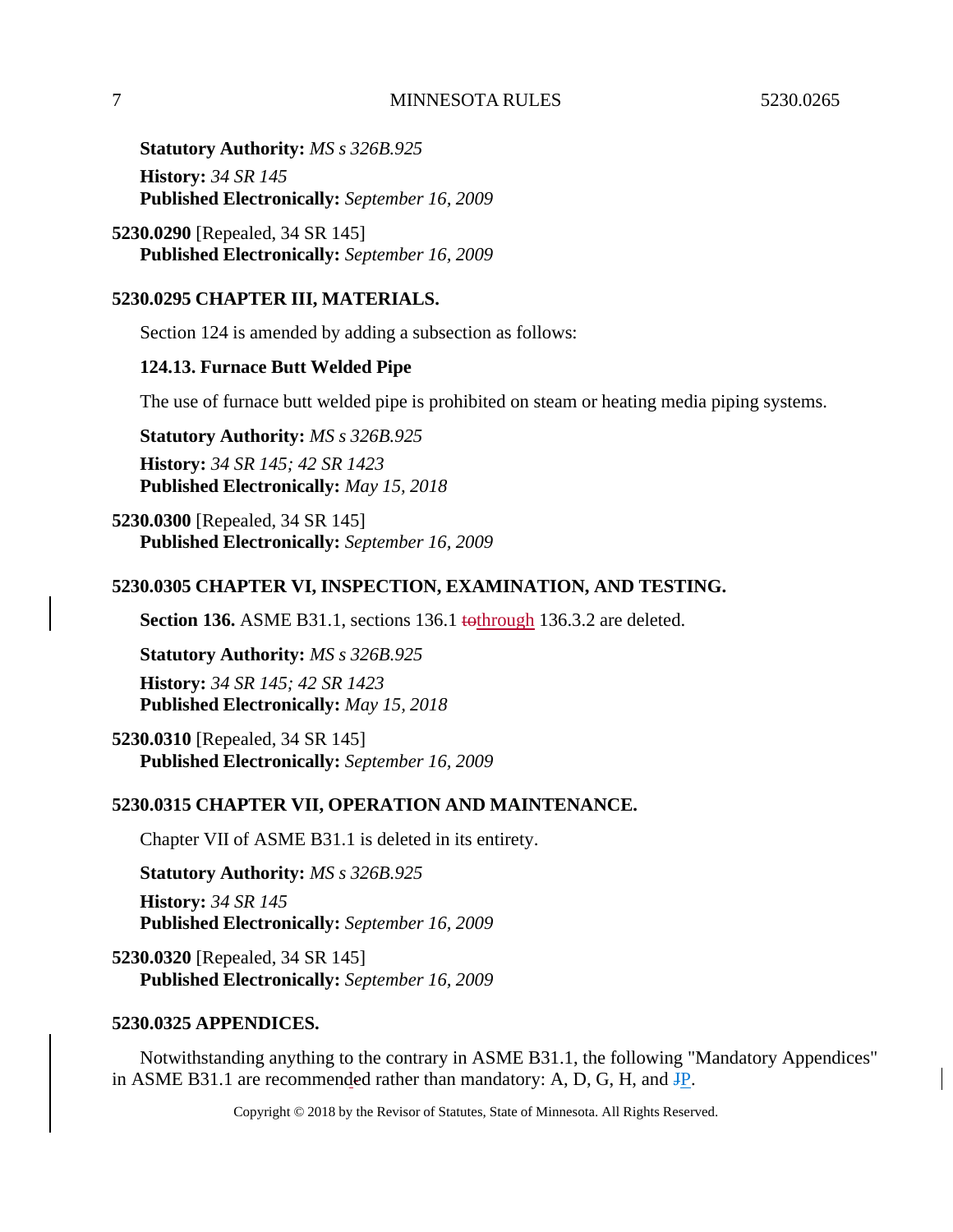**Statutory Authority:** *MS s 326B.925*

**History:** *34 SR 145*
**Published Electronically:** *September 16, 2009*

**5230.0290** [Repealed, 34 SR 145]
**Published Electronically:** *September 16, 2009*

## 5230.0295 CHAPTER III, MATERIALS.

Section 124 is amended by adding a subsection as follows:

**124.13. Furnace Butt Welded Pipe**

The use of furnace butt welded pipe is prohibited on steam or heating media piping systems.

**Statutory Authority:** *MS s 326B.925*

**History:** *34 SR 145; 42 SR 1423*
**Published Electronically:** *May 15, 2018*

**5230.0300** [Repealed, 34 SR 145]
**Published Electronically:** *September 16, 2009*

## 5230.0305 CHAPTER VI, INSPECTION, EXAMINATION, AND TESTING.

**Section 136.** ASME B31.1, sections 136.1 ~~to~~through 136.3.2 are deleted.

**Statutory Authority:** *MS s 326B.925*

**History:** *34 SR 145; 42 SR 1423*
**Published Electronically:** *May 15, 2018*

**5230.0310** [Repealed, 34 SR 145]
**Published Electronically:** *September 16, 2009*

## 5230.0315 CHAPTER VII, OPERATION AND MAINTENANCE.

Chapter VII of ASME B31.1 is deleted in its entirety.

**Statutory Authority:** *MS s 326B.925*

**History:** *34 SR 145*
**Published Electronically:** *September 16, 2009*

**5230.0320** [Repealed, 34 SR 145]
**Published Electronically:** *September 16, 2009*

## 5230.0325 APPENDICES.

Notwithstanding anything to the contrary in ASME B31.1, the following "Mandatory Appendices" in ASME B31.1 are recommended rather than mandatory: A, D, G, H, and ~~J~~P.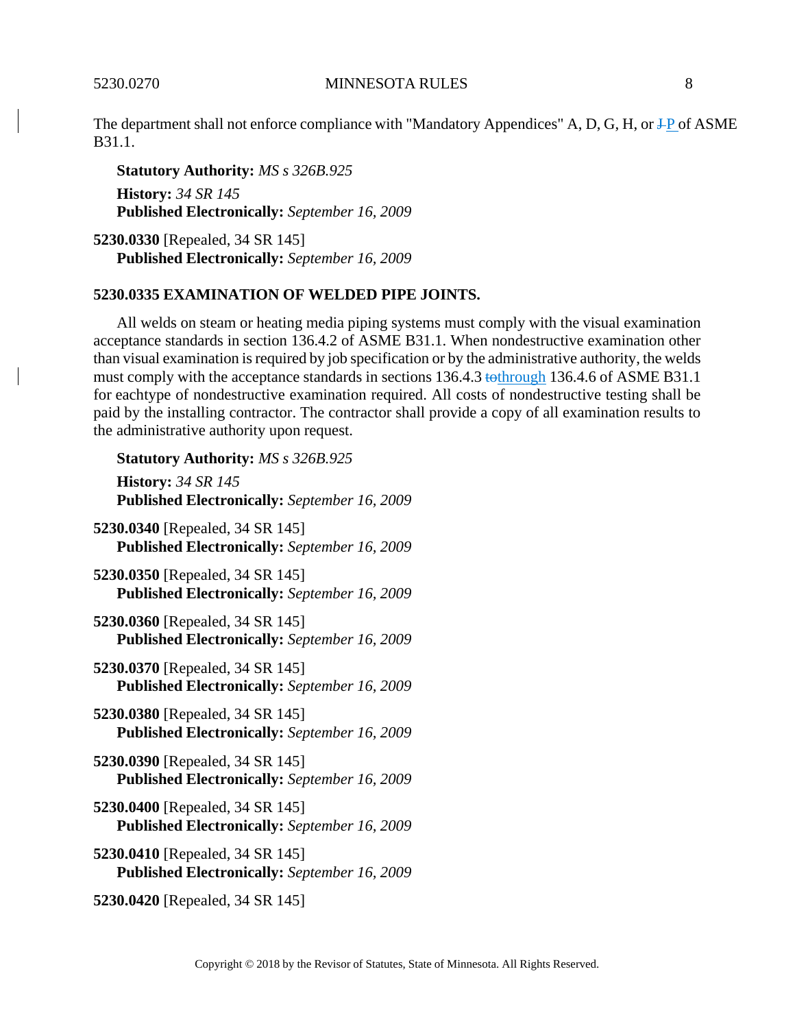The department shall not enforce compliance with "Mandatory Appendices" A, D, G, H, or ~~J~~ P of ASME B31.1.

**Statutory Authority:** *MS s 326B.925*

**History:** *34 SR 145*
**Published Electronically:** *September 16, 2009*

**5230.0330** [Repealed, 34 SR 145]
**Published Electronically:** *September 16, 2009*

**5230.0335 EXAMINATION OF WELDED PIPE JOINTS.**

All welds on steam or heating media piping systems must comply with the visual examination acceptance standards in section 136.4.2 of ASME B31.1. When nondestructive examination other than visual examination is required by job specification or by the administrative authority, the welds must comply with the acceptance standards in sections 136.4.3 ~~to~~through 136.4.6 of ASME B31.1 for eachtype of nondestructive examination required. All costs of nondestructive testing shall be paid by the installing contractor. The contractor shall provide a copy of all examination results to the administrative authority upon request.

**Statutory Authority:** *MS s 326B.925*

**History:** *34 SR 145*
**Published Electronically:** *September 16, 2009*

**5230.0340** [Repealed, 34 SR 145]
**Published Electronically:** *September 16, 2009*

**5230.0350** [Repealed, 34 SR 145]
**Published Electronically:** *September 16, 2009*

**5230.0360** [Repealed, 34 SR 145]
**Published Electronically:** *September 16, 2009*

**5230.0370** [Repealed, 34 SR 145]
**Published Electronically:** *September 16, 2009*

**5230.0380** [Repealed, 34 SR 145]
**Published Electronically:** *September 16, 2009*

**5230.0390** [Repealed, 34 SR 145]
**Published Electronically:** *September 16, 2009*

**5230.0400** [Repealed, 34 SR 145]
**Published Electronically:** *September 16, 2009*

**5230.0410** [Repealed, 34 SR 145]
**Published Electronically:** *September 16, 2009*

**5230.0420** [Repealed, 34 SR 145]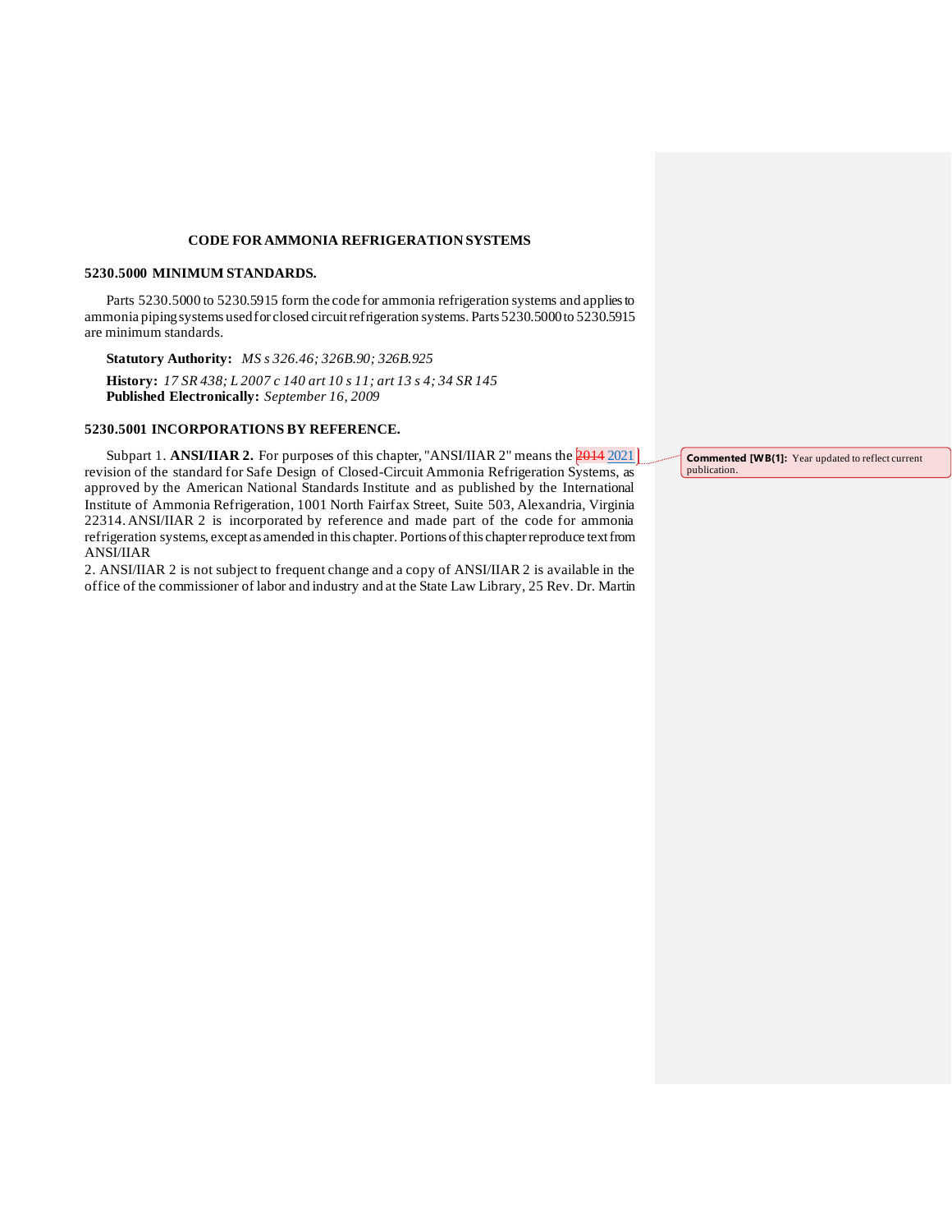**CODE FOR AMMONIA REFRIGERATION SYSTEMS**

**5230.5000 MINIMUM STANDARDS.**

Parts 5230.5000 to 5230.5915 form the code for ammonia refrigeration systems and applies to ammonia piping systems used for closed circuit refrigeration systems. Parts 5230.5000 to 5230.5915 are minimum standards.

**Statutory Authority:** *MS s 326.46; 326B.90; 326B.925*

**History:** *17 SR 438; L 2007 c 140 art 10 s 11; art 13 s 4; 34 SR 145*
**Published Electronically:** *September 16, 2009*

**5230.5001 INCORPORATIONS BY REFERENCE.**

Subpart 1. **ANSI/IIAR 2.** For purposes of this chapter, "ANSI/IIAR 2" means the ~~2014~~ 2021 revision of the standard for Safe Design of Closed-Circuit Ammonia Refrigeration Systems, as approved by the American National Standards Institute and as published by the International Institute of Ammonia Refrigeration, 1001 North Fairfax Street, Suite 503, Alexandria, Virginia 22314. ANSI/IIAR 2 is incorporated by reference and made part of the code for ammonia refrigeration systems, except as amended in this chapter. Portions of this chapter reproduce text from ANSI/IIAR
2. ANSI/IIAR 2 is not subject to frequent change and a copy of ANSI/IIAR 2 is available in the office of the commissioner of labor and industry and at the State Law Library, 25 Rev. Dr. Martin

**Commented [WB(1]:** Year updated to reflect current publication.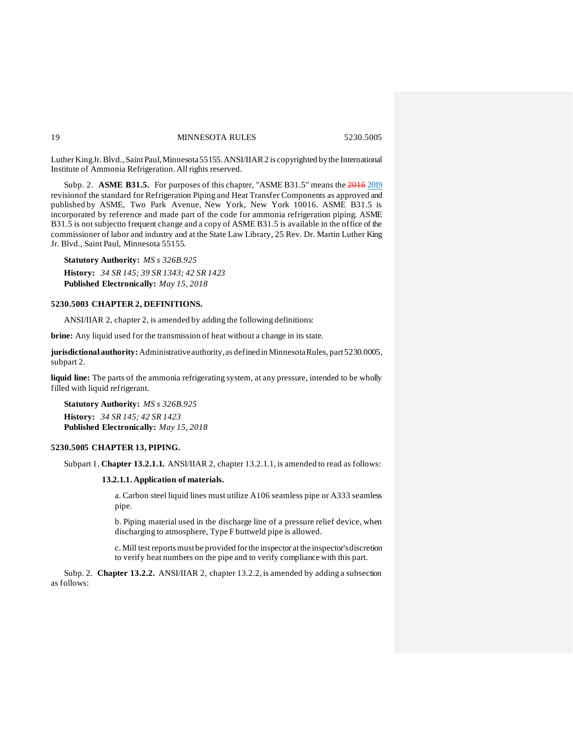Luther King Jr. Blvd., Saint Paul, Minnesota 55155. ANSI/IIAR 2 is copyrighted by the International Institute of Ammonia Refrigeration. All rights reserved.

Subp. 2. **ASME B31.5.** For purposes of this chapter, "ASME B31.5" means the ~~2016~~ 2019 revisionof the standard for Refrigeration Piping and Heat Transfer Components as approved and published by ASME, Two Park Avenue, New York, New York 10016. ASME B31.5 is incorporated by reference and made part of the code for ammonia refrigeration piping. ASME B31.5 is not subjectto frequent change and a copy of ASME B31.5 is available in the office of the commissioner of labor and industry and at the State Law Library, 25 Rev. Dr. Martin Luther King Jr. Blvd., Saint Paul, Minnesota 55155.

**Statutory Authority:** *MS s 326B.925*

**History:** *34 SR 145; 39 SR 1343; 42 SR 1423*

**Published Electronically:** *May 15, 2018*

## 5230.5003 CHAPTER 2, DEFINITIONS.

ANSI/IIAR 2, chapter 2, is amended by adding the following definitions:

**brine:** Any liquid used for the transmission of heat without a change in its state.

**jurisdictional authority:** Administrative authority, as defined in Minnesota Rules, part 5230.0005, subpart 2.

**liquid line:** The parts of the ammonia refrigerating system, at any pressure, intended to be wholly filled with liquid refrigerant.

**Statutory Authority:** *MS s 326B.925*

**History:** *34 SR 145; 42 SR 1423*

**Published Electronically:** *May 15, 2018*

## 5230.5005 CHAPTER 13, PIPING.

Subpart 1. **Chapter 13.2.1.1.** ANSI/IIAR 2, chapter 13.2.1.1, is amended to read as follows:

**13.2.1.1. Application of materials.**

a. Carbon steel liquid lines must utilize A106 seamless pipe or A333 seamless pipe.

b. Piping material used in the discharge line of a pressure relief device, when discharging to atmosphere, Type F buttweld pipe is allowed.

c. Mill test reports must be provided for the inspector at the inspector's discretion to verify heat numbers on the pipe and to verify compliance with this part.

Subp. 2. **Chapter 13.2.2.** ANSI/IIAR 2, chapter 13.2.2, is amended by adding a subsection as follows: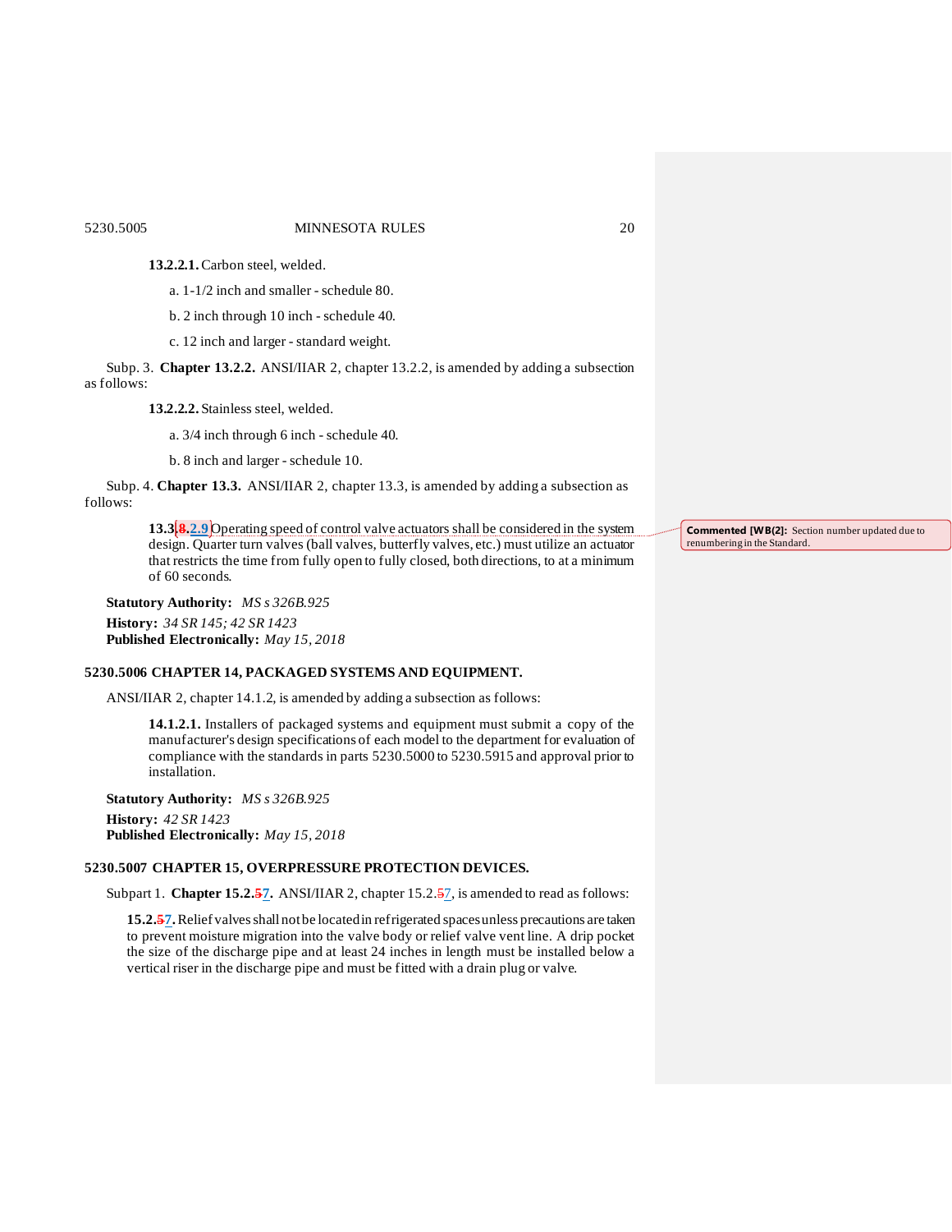**13.2.2.1.** Carbon steel, welded.

a. 1-1/2 inch and smaller - schedule 80.

b. 2 inch through 10 inch - schedule 40.

c. 12 inch and larger - standard weight.

Subp. 3. **Chapter 13.2.2.** ANSI/IIAR 2, chapter 13.2.2, is amended by adding a subsection as follows:

**13.2.2.2.** Stainless steel, welded.

a. 3/4 inch through 6 inch - schedule 40.

b. 8 inch and larger - schedule 10.

Subp. 4. **Chapter 13.3.** ANSI/IIAR 2, chapter 13.3, is amended by adding a subsection as follows:

**13.3~~.8~~.2.9** Operating speed of control valve actuators shall be considered in the system design. Quarter turn valves (ball valves, butterfly valves, etc.) must utilize an actuator that restricts the time from fully open to fully closed, both directions, to at a minimum of 60 seconds.

**Commented [WB(2]:** Section number updated due to renumbering in the Standard.

**Statutory Authority:** *MS s 326B.925*

**History:** *34 SR 145; 42 SR 1423*

**Published Electronically:** *May 15, 2018*

**5230.5006 CHAPTER 14, PACKAGED SYSTEMS AND EQUIPMENT.**

ANSI/IIAR 2, chapter 14.1.2, is amended by adding a subsection as follows:

**14.1.2.1.** Installers of packaged systems and equipment must submit a copy of the manufacturer's design specifications of each model to the department for evaluation of compliance with the standards in parts 5230.5000 to 5230.5915 and approval prior to installation.

**Statutory Authority:** *MS s 326B.925*

**History:** *42 SR 1423*

**Published Electronically:** *May 15, 2018*

**5230.5007 CHAPTER 15, OVERPRESSURE PROTECTION DEVICES.**

Subpart 1. **Chapter 15.2.~~5~~7.** ANSI/IIAR 2, chapter 15.2.~~5~~7, is amended to read as follows:

**15.2.~~5~~7.** Relief valves shall not be located in refrigerated spaces unless precautions are taken to prevent moisture migration into the valve body or relief valve vent line. A drip pocket the size of the discharge pipe and at least 24 inches in length must be installed below a vertical riser in the discharge pipe and must be fitted with a drain plug or valve.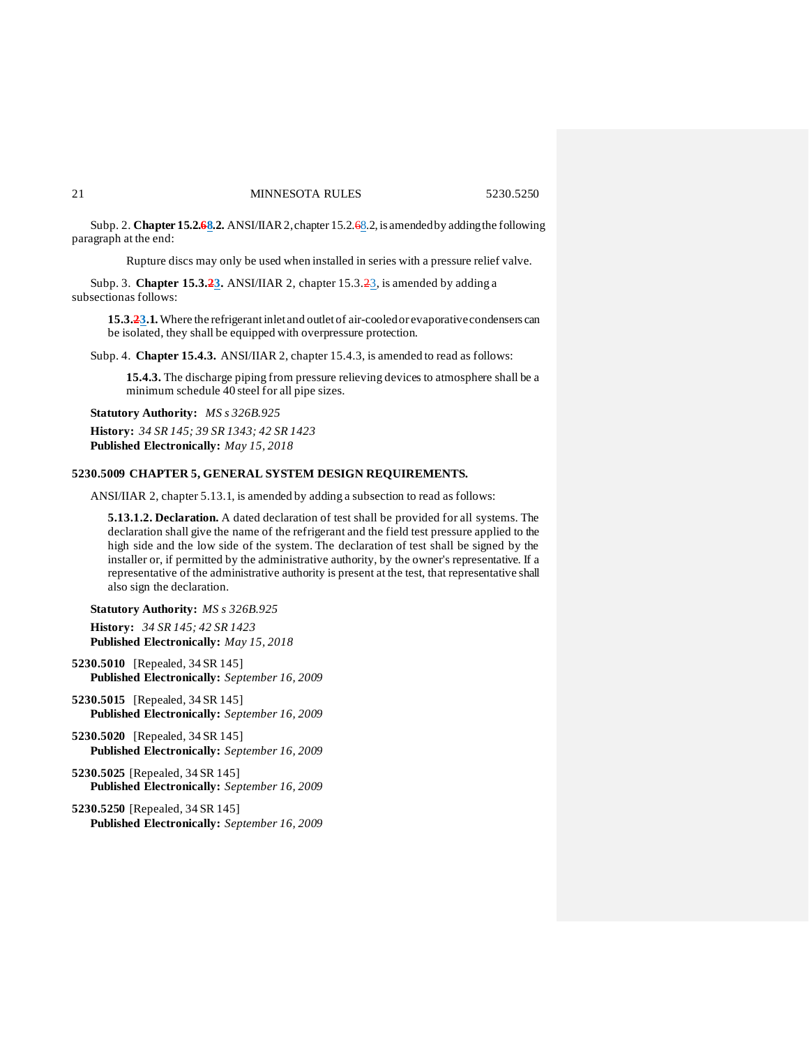Subp. 2. **Chapter 15.2.~~6~~8.2.** ANSI/IIAR 2, chapter 15.2.~~6~~8.2, is amended by adding the following paragraph at the end:

> Rupture discs may only be used when installed in series with a pressure relief valve.

Subp. 3. **Chapter 15.3.~~2~~3.** ANSI/IIAR 2, chapter 15.3.~~2~~3, is amended by adding a subsection as follows:

> **15.3.~~2~~3.1.** Where the refrigerant inlet and outlet of air-cooled or evaporative condensers can be isolated, they shall be equipped with overpressure protection.

Subp. 4. **Chapter 15.4.3.** ANSI/IIAR 2, chapter 15.4.3, is amended to read as follows:

> **15.4.3.** The discharge piping from pressure relieving devices to atmosphere shall be a minimum schedule 40 steel for all pipe sizes.

**Statutory Authority:** *MS s 326B.925*

**History:** *34 SR 145; 39 SR 1343; 42 SR 1423*
**Published Electronically:** *May 15, 2018*

## 5230.5009 CHAPTER 5, GENERAL SYSTEM DESIGN REQUIREMENTS.

ANSI/IIAR 2, chapter 5.13.1, is amended by adding a subsection to read as follows:

> **5.13.1.2. Declaration.** A dated declaration of test shall be provided for all systems. The declaration shall give the name of the refrigerant and the field test pressure applied to the high side and the low side of the system. The declaration of test shall be signed by the installer or, if permitted by the administrative authority, by the owner's representative. If a representative of the administrative authority is present at the test, that representative shall also sign the declaration.

**Statutory Authority:** *MS s 326B.925*

**History:** *34 SR 145; 42 SR 1423*
**Published Electronically:** *May 15, 2018*

**5230.5010** [Repealed, 34 SR 145]
**Published Electronically:** *September 16, 2009*

**5230.5015** [Repealed, 34 SR 145]
**Published Electronically:** *September 16, 2009*

**5230.5020** [Repealed, 34 SR 145]
**Published Electronically:** *September 16, 2009*

**5230.5025** [Repealed, 34 SR 145]
**Published Electronically:** *September 16, 2009*

**5230.5250** [Repealed, 34 SR 145]
**Published Electronically:** *September 16, 2009*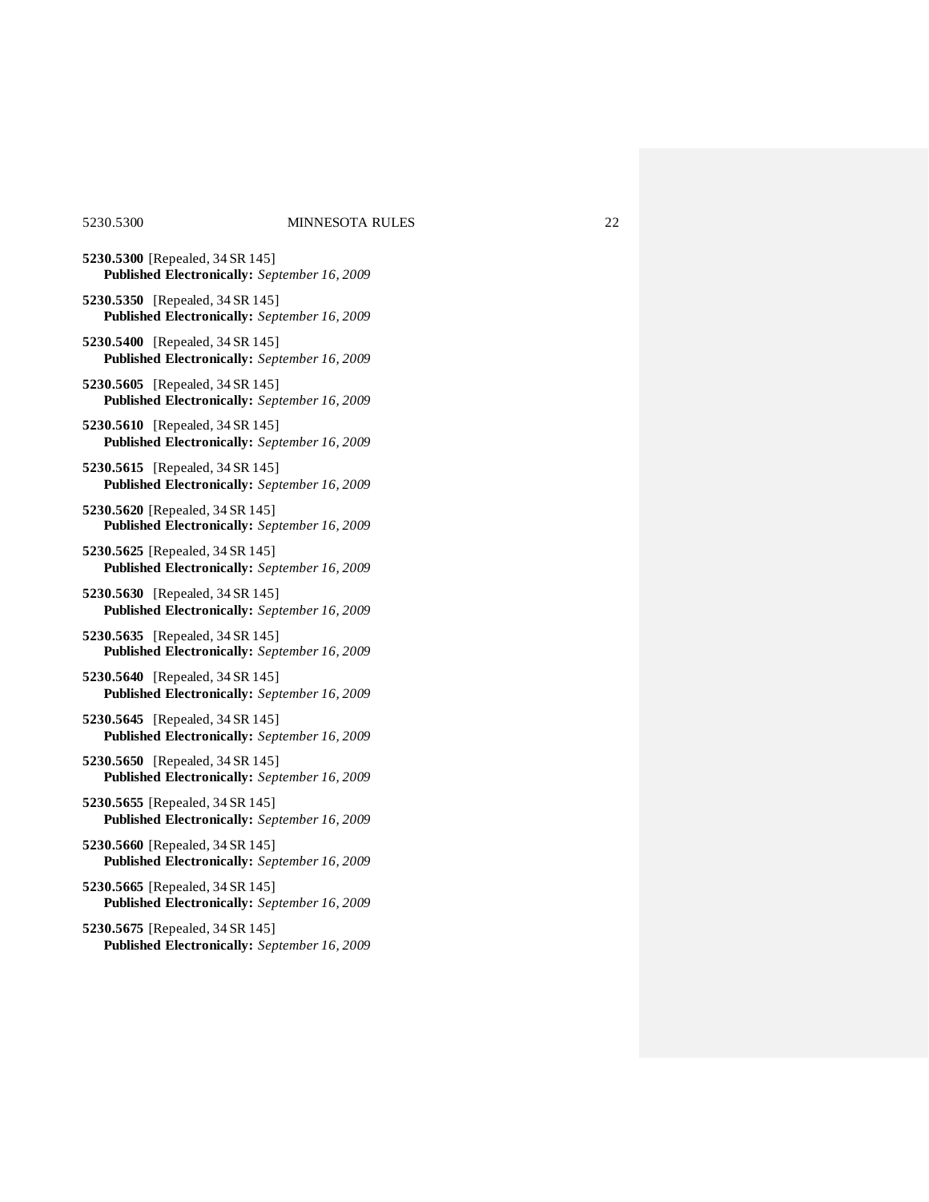**5230.5300** [Repealed, 34 SR 145]
**Published Electronically:** *September 16, 2009*

**5230.5350** [Repealed, 34 SR 145]
**Published Electronically:** *September 16, 2009*

**5230.5400** [Repealed, 34 SR 145]
**Published Electronically:** *September 16, 2009*

**5230.5605** [Repealed, 34 SR 145]
**Published Electronically:** *September 16, 2009*

**5230.5610** [Repealed, 34 SR 145]
**Published Electronically:** *September 16, 2009*

**5230.5615** [Repealed, 34 SR 145]
**Published Electronically:** *September 16, 2009*

**5230.5620** [Repealed, 34 SR 145]
**Published Electronically:** *September 16, 2009*

**5230.5625** [Repealed, 34 SR 145]
**Published Electronically:** *September 16, 2009*

**5230.5630** [Repealed, 34 SR 145]
**Published Electronically:** *September 16, 2009*

**5230.5635** [Repealed, 34 SR 145]
**Published Electronically:** *September 16, 2009*

**5230.5640** [Repealed, 34 SR 145]
**Published Electronically:** *September 16, 2009*

**5230.5645** [Repealed, 34 SR 145]
**Published Electronically:** *September 16, 2009*

**5230.5650** [Repealed, 34 SR 145]
**Published Electronically:** *September 16, 2009*

**5230.5655** [Repealed, 34 SR 145]
**Published Electronically:** *September 16, 2009*

**5230.5660** [Repealed, 34 SR 145]
**Published Electronically:** *September 16, 2009*

**5230.5665** [Repealed, 34 SR 145]
**Published Electronically:** *September 16, 2009*

**5230.5675** [Repealed, 34 SR 145]
**Published Electronically:** *September 16, 2009*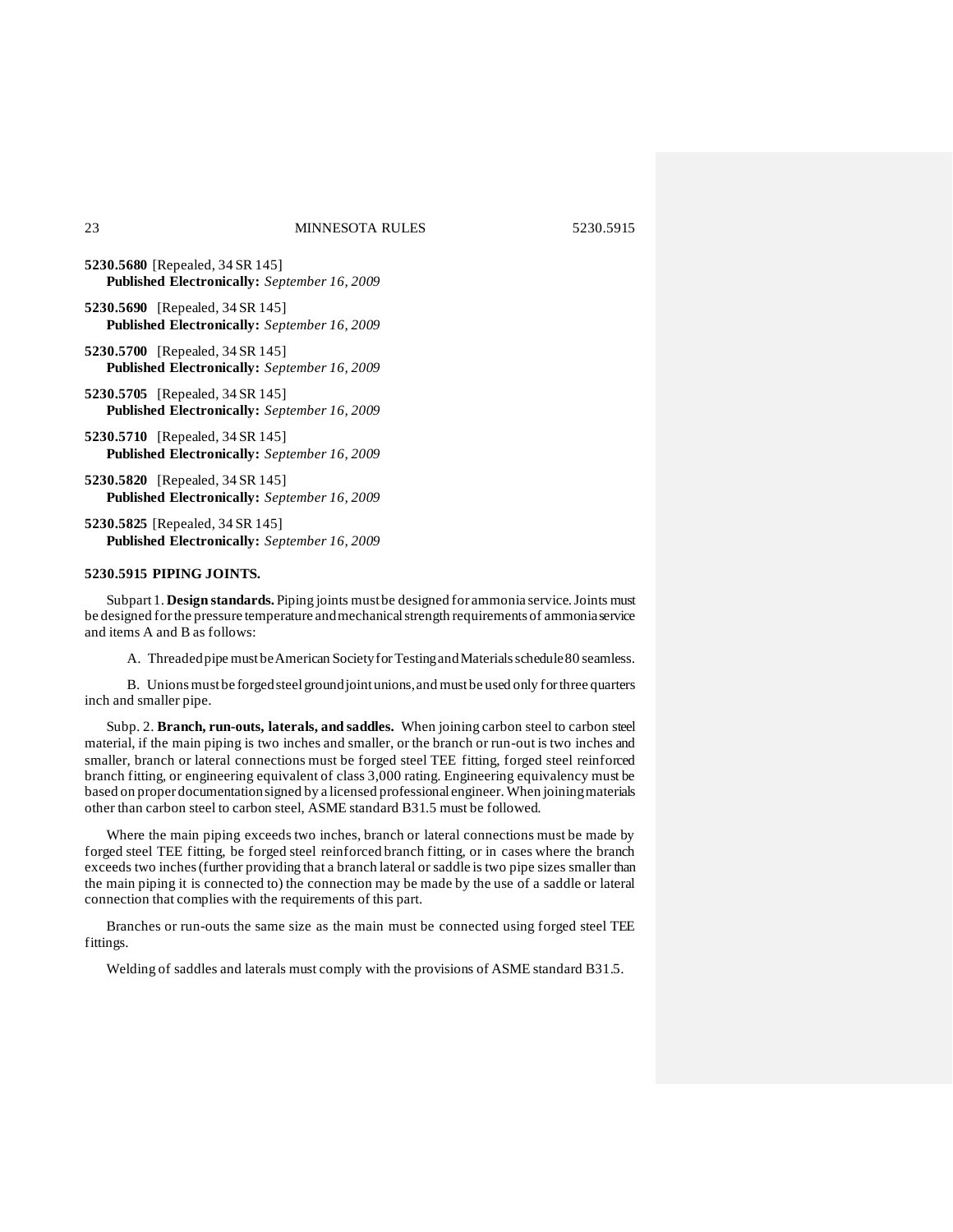**5230.5680** [Repealed, 34 SR 145]
**Published Electronically:** *September 16, 2009*

**5230.5690** [Repealed, 34 SR 145]
**Published Electronically:** *September 16, 2009*

**5230.5700** [Repealed, 34 SR 145]
**Published Electronically:** *September 16, 2009*

**5230.5705** [Repealed, 34 SR 145]
**Published Electronically:** *September 16, 2009*

**5230.5710** [Repealed, 34 SR 145]
**Published Electronically:** *September 16, 2009*

**5230.5820** [Repealed, 34 SR 145]
**Published Electronically:** *September 16, 2009*

**5230.5825** [Repealed, 34 SR 145]
**Published Electronically:** *September 16, 2009*

### 5230.5915 PIPING JOINTS.

Subpart 1. **Design standards.** Piping joints must be designed for ammonia service. Joints must be designed for the pressure temperature and mechanical strength requirements of ammonia service and items A and B as follows:

A. Threaded pipe must be American Society for Testing and Materials schedule 80 seamless.

B. Unions must be forged steel ground joint unions, and must be used only for three quarters inch and smaller pipe.

Subp. 2. **Branch, run-outs, laterals, and saddles.** When joining carbon steel to carbon steel material, if the main piping is two inches and smaller, or the branch or run-out is two inches and smaller, branch or lateral connections must be forged steel TEE fitting, forged steel reinforced branch fitting, or engineering equivalent of class 3,000 rating. Engineering equivalency must be based on proper documentation signed by a licensed professional engineer. When joining materials other than carbon steel to carbon steel, ASME standard B31.5 must be followed.

Where the main piping exceeds two inches, branch or lateral connections must be made by forged steel TEE fitting, be forged steel reinforced branch fitting, or in cases where the branch exceeds two inches (further providing that a branch lateral or saddle is two pipe sizes smaller than the main piping it is connected to) the connection may be made by the use of a saddle or lateral connection that complies with the requirements of this part.

Branches or run-outs the same size as the main must be connected using forged steel TEE fittings.

Welding of saddles and laterals must comply with the provisions of ASME standard B31.5.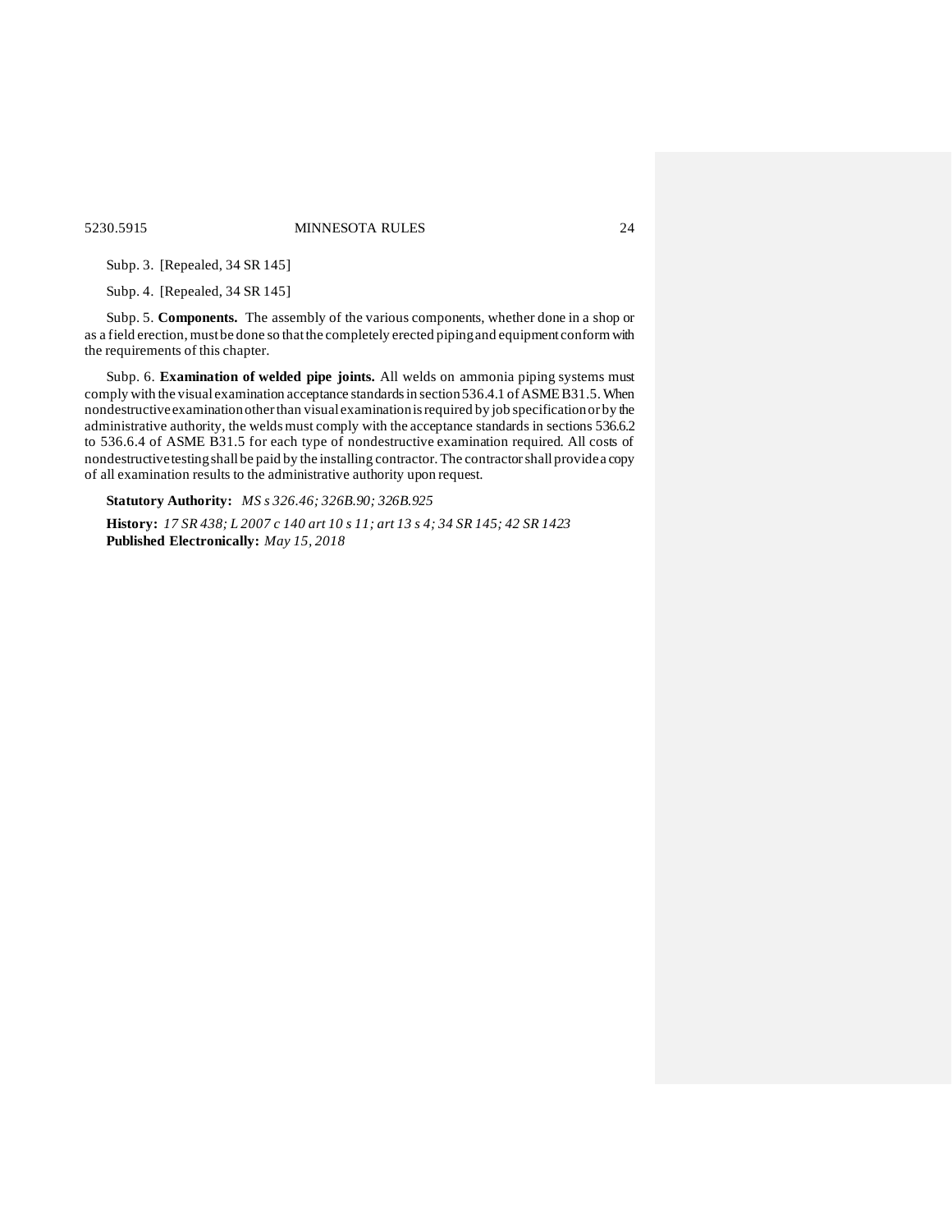Subp. 3. [Repealed, 34 SR 145]

Subp. 4. [Repealed, 34 SR 145]

Subp. 5. **Components.** The assembly of the various components, whether done in a shop or as a field erection, must be done so that the completely erected piping and equipment conform with the requirements of this chapter.

Subp. 6. **Examination of welded pipe joints.** All welds on ammonia piping systems must comply with the visual examination acceptance standards in section 536.4.1 of ASME B31.5. When nondestructive examination other than visual examination is required by job specification or by the administrative authority, the welds must comply with the acceptance standards in sections 536.6.2 to 536.6.4 of ASME B31.5 for each type of nondestructive examination required. All costs of nondestructive testing shall be paid by the installing contractor. The contractor shall provide a copy of all examination results to the administrative authority upon request.

**Statutory Authority:** *MS s 326.46; 326B.90; 326B.925*

**History:** *17 SR 438; L 2007 c 140 art 10 s 11; art 13 s 4; 34 SR 145; 42 SR 1423*
**Published Electronically:** *May 15, 2018*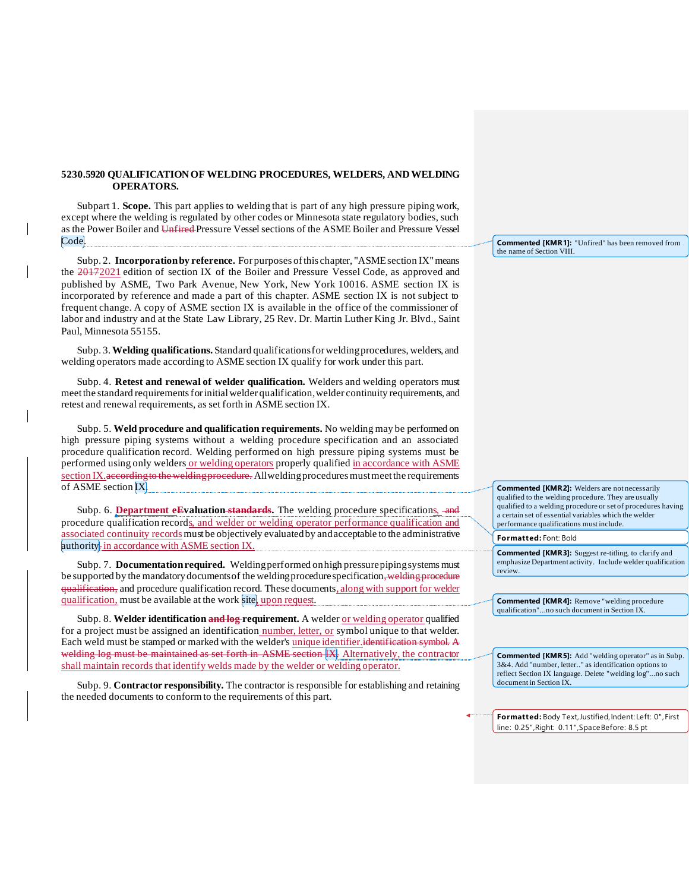**5230.5920 QUALIFICATION OF WELDING PROCEDURES, WELDERS, AND WELDING OPERATORS.**

Subpart 1. **Scope.** This part applies to welding that is part of any high pressure piping work, except where the welding is regulated by other codes or Minnesota state regulatory bodies, such as the Power Boiler and ~~Unfired~~ Pressure Vessel sections of the ASME Boiler and Pressure Vessel Code.

Subp. 2. **Incorporation by reference.** For purposes of this chapter, "ASME section IX" means the ~~2017~~2021 edition of section IX of the Boiler and Pressure Vessel Code, as approved and published by ASME, Two Park Avenue, New York, New York 10016. ASME section IX is incorporated by reference and made a part of this chapter. ASME section IX is not subject to frequent change. A copy of ASME section IX is available in the office of the commissioner of labor and industry and at the State Law Library, 25 Rev. Dr. Martin Luther King Jr. Blvd., Saint Paul, Minnesota 55155.

Subp. 3. **Welding qualifications.** Standard qualifications for welding procedures, welders, and welding operators made according to ASME section IX qualify for work under this part.

Subp. 4. **Retest and renewal of welder qualification.** Welders and welding operators must meet the standard requirements for initial welder qualification, welder continuity requirements, and retest and renewal requirements, as set forth in ASME section IX.

Subp. 5. **Weld procedure and qualification requirements.** No welding may be performed on high pressure piping systems without a welding procedure specification and an associated procedure qualification record. Welding performed on high pressure piping systems must be performed using only welders or welding operators properly qualified in accordance with ASME section IX.~~according to the welding procedure.~~ All welding procedures must meet the requirements of ASME section IX.

Subp. 6. **Department ~~e~~Evaluation ~~standards~~.** The welding procedure specifications, ~~and~~ procedure qualification records, and welder or welding operator performance qualification and associated continuity records must be objectively evaluated by and acceptable to the administrative authority~~.~~ in accordance with ASME section IX.

Subp. 7. **Documentation required.** Welding performed on high pressure piping systems must be supported by the mandatory documents of the welding procedure specification~~, welding procedure qualification,~~ and procedure qualification record. These documents, along with support for welder qualification, must be available at the work site, upon request.

Subp. 8. **Welder identification ~~and log~~ requirement.** A welder or welding operator qualified for a project must be assigned an identification number, letter, or symbol unique to that welder. Each weld must be stamped or marked with the welder's unique identifier.~~identification symbol. A welding log must be maintained as set forth in ASME section IX.~~ Alternatively, the contractor shall maintain records that identify welds made by the welder or welding operator.

Subp. 9. **Contractor responsibility.** The contractor is responsible for establishing and retaining the needed documents to conform to the requirements of this part.

---

**Commented [KMR1]:** "Unfired" has been removed from the name of Section VIII.

**Commented [KMR2]:** Welders are not necessarily qualified to the welding procedure. They are usually qualified to a welding procedure or set of procedures having a certain set of essential variables which the welder performance qualifications must include.

**Formatted:** Font: Bold

**Commented [KMR3]:** Suggest re-titling, to clarify and emphasize Department activity. Include welder qualification review.

**Commented [KMR4]:** Remove "welding procedure qualification"...no such document in Section IX.

**Commented [KMR5]:** Add "welding operator" as in Subp. 3&4. Add "number, letter.." as identification options to reflect Section IX language. Delete "welding log"...no such document in Section IX.

**Formatted:** Body Text, Justified, Indent: Left: 0", First line: 0.25", Right: 0.11", Space Before: 8.5 pt